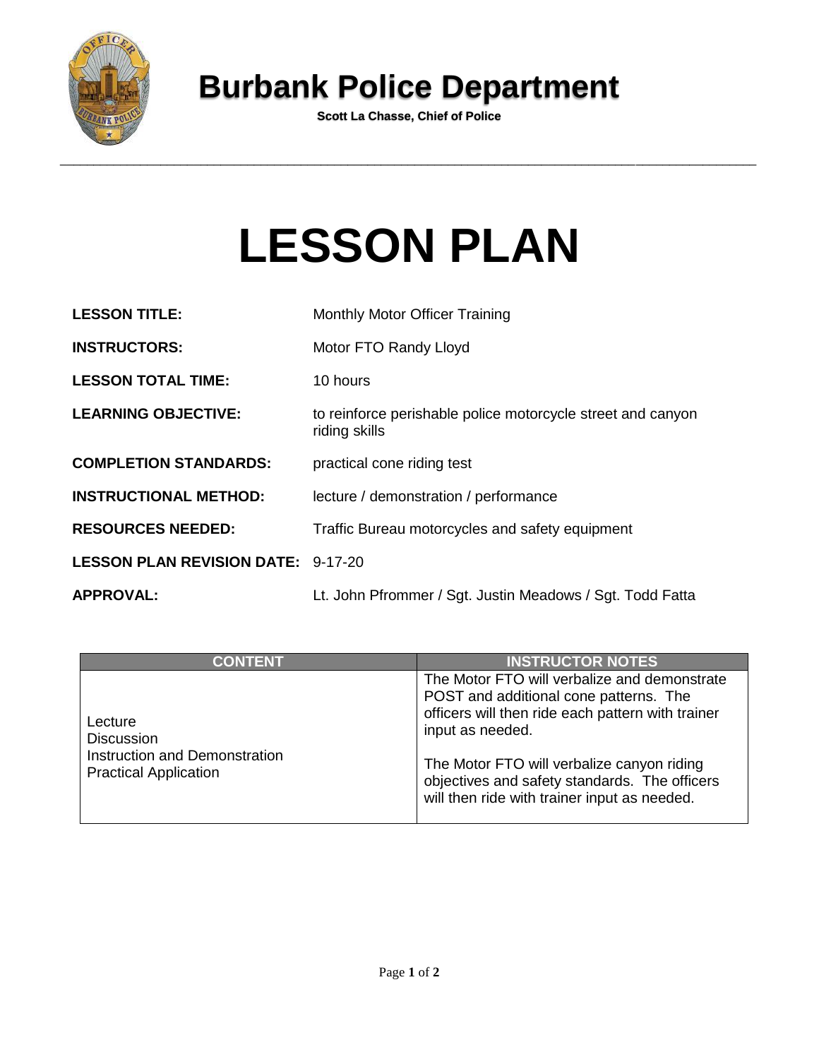# Burbank Police Department

**Scott La Chasse, Chief of Police**

---

# LESSON PLAN

**LESSON TITLE:** Monthly Motor Officer Training

**INSTRUCTORS:** Motor FTO Randy Lloyd

**LESSON TOTAL TIME:** 10 hours

**LEARNING OBJECTIVE:** to reinforce perishable police motorcycle street and canyon riding skills

**COMPLETION STANDARDS:** practical cone riding test

**INSTRUCTIONAL METHOD:** lecture / demonstration / performance

**RESOURCES NEEDED:** Traffic Bureau motorcycles and safety equipment

**LESSON PLAN REVISION DATE:** 9-17-20

**APPROVAL:** Lt. John Pfrommer / Sgt. Justin Meadows / Sgt. Todd Fatta

| CONTENT | INSTRUCTOR NOTES |
|---|---|
| Lecture<br>Discussion<br>Instruction and Demonstration<br>Practical Application | The Motor FTO will verbalize and demonstrate POST and additional cone patterns. The officers will then ride each pattern with trainer input as needed.<br><br>The Motor FTO will verbalize canyon riding objectives and safety standards. The officers will then ride with trainer input as needed. |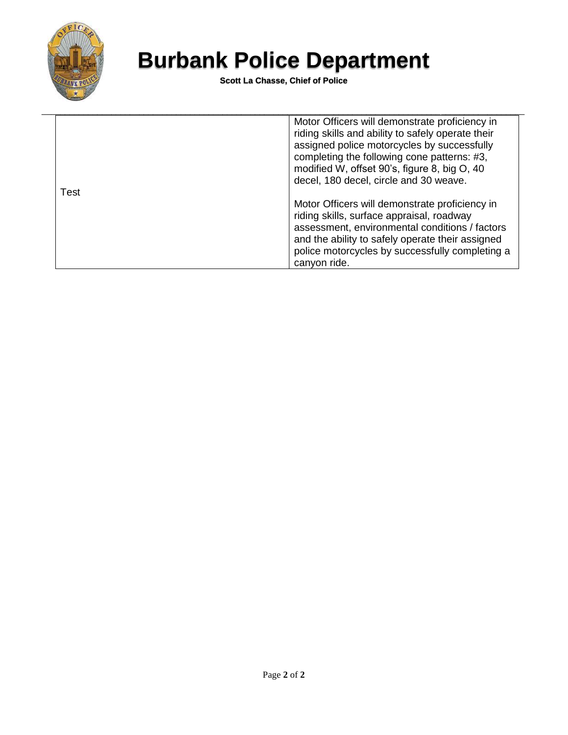# Burbank Police Department

**Scott La Chasse, Chief of Police**

| | |
|---|---|
| Test | Motor Officers will demonstrate proficiency in riding skills and ability to safely operate their assigned police motorcycles by successfully completing the following cone patterns: #3, modified W, offset 90's, figure 8, big O, 40 decel, 180 decel, circle and 30 weave.<br><br>Motor Officers will demonstrate proficiency in riding skills, surface appraisal, roadway assessment, environmental conditions / factors and the ability to safely operate their assigned police motorcycles by successfully completing a canyon ride. |